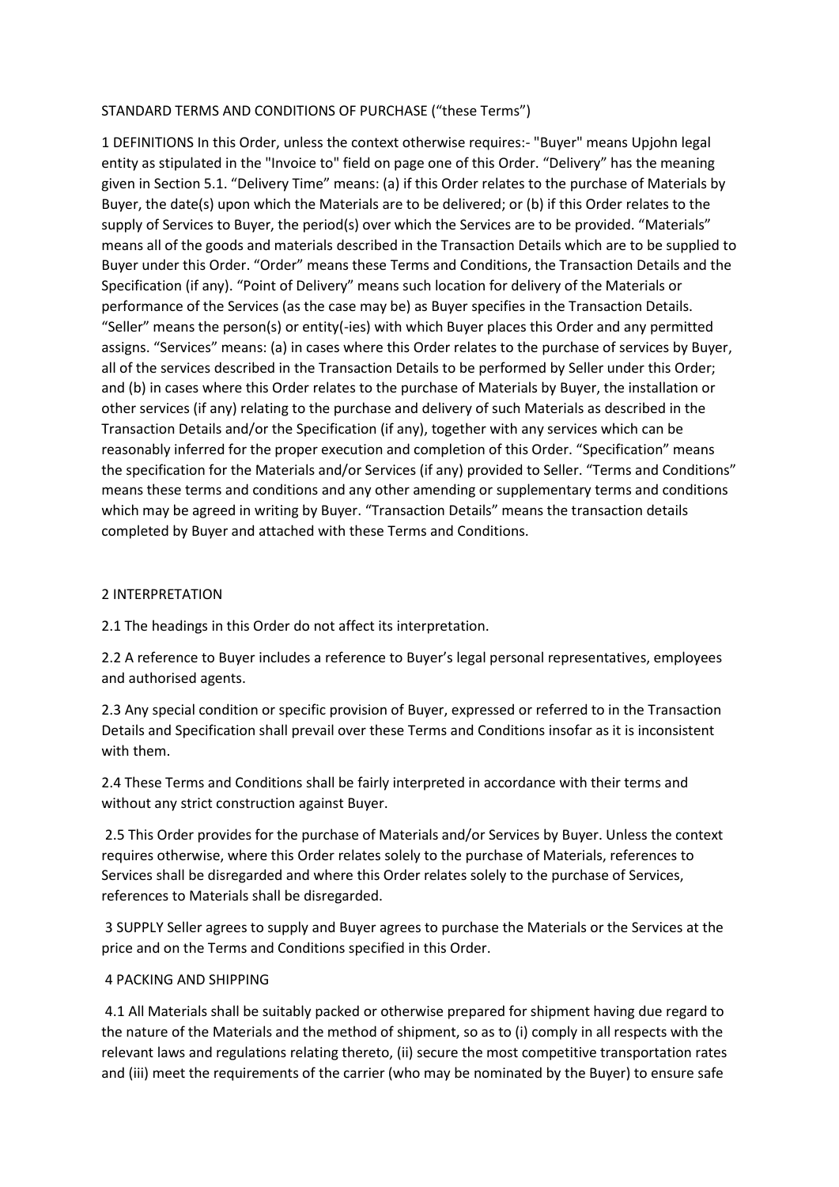STANDARD TERMS AND CONDITIONS OF PURCHASE ("these Terms")

1 DEFINITIONS In this Order, unless the context otherwise requires:- "Buyer" means Upjohn legal entity as stipulated in the "Invoice to" field on page one of this Order. "Delivery" has the meaning given in Section 5.1. "Delivery Time" means: (a) if this Order relates to the purchase of Materials by Buyer, the date(s) upon which the Materials are to be delivered; or (b) if this Order relates to the supply of Services to Buyer, the period(s) over which the Services are to be provided. "Materials" means all of the goods and materials described in the Transaction Details which are to be supplied to Buyer under this Order. "Order" means these Terms and Conditions, the Transaction Details and the Specification (if any). "Point of Delivery" means such location for delivery of the Materials or performance of the Services (as the case may be) as Buyer specifies in the Transaction Details. "Seller" means the person(s) or entity(-ies) with which Buyer places this Order and any permitted assigns. "Services" means: (a) in cases where this Order relates to the purchase of services by Buyer, all of the services described in the Transaction Details to be performed by Seller under this Order; and (b) in cases where this Order relates to the purchase of Materials by Buyer, the installation or other services (if any) relating to the purchase and delivery of such Materials as described in the Transaction Details and/or the Specification (if any), together with any services which can be reasonably inferred for the proper execution and completion of this Order. "Specification" means the specification for the Materials and/or Services (if any) provided to Seller. "Terms and Conditions" means these terms and conditions and any other amending or supplementary terms and conditions which may be agreed in writing by Buyer. "Transaction Details" means the transaction details completed by Buyer and attached with these Terms and Conditions.

2 INTERPRETATION

2.1 The headings in this Order do not affect its interpretation.

2.2 A reference to Buyer includes a reference to Buyer's legal personal representatives, employees and authorised agents.

2.3 Any special condition or specific provision of Buyer, expressed or referred to in the Transaction Details and Specification shall prevail over these Terms and Conditions insofar as it is inconsistent with them.

2.4 These Terms and Conditions shall be fairly interpreted in accordance with their terms and without any strict construction against Buyer.

2.5 This Order provides for the purchase of Materials and/or Services by Buyer. Unless the context requires otherwise, where this Order relates solely to the purchase of Materials, references to Services shall be disregarded and where this Order relates solely to the purchase of Services, references to Materials shall be disregarded.

3 SUPPLY Seller agrees to supply and Buyer agrees to purchase the Materials or the Services at the price and on the Terms and Conditions specified in this Order.

4 PACKING AND SHIPPING

4.1 All Materials shall be suitably packed or otherwise prepared for shipment having due regard to the nature of the Materials and the method of shipment, so as to (i) comply in all respects with the relevant laws and regulations relating thereto, (ii) secure the most competitive transportation rates and (iii) meet the requirements of the carrier (who may be nominated by the Buyer) to ensure safe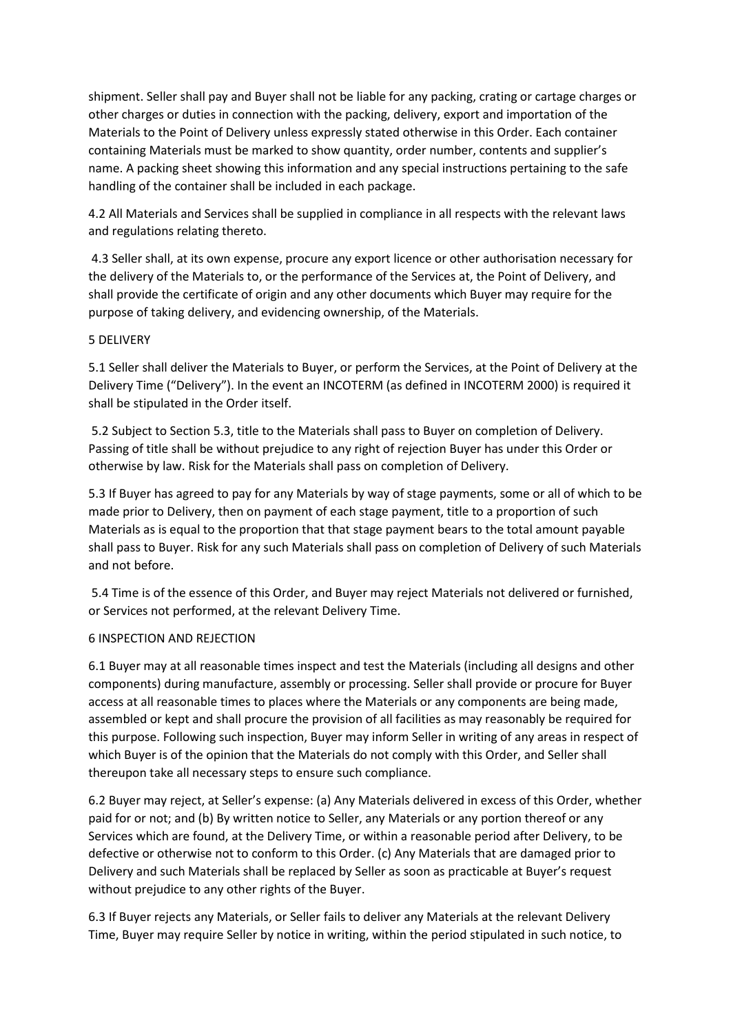shipment. Seller shall pay and Buyer shall not be liable for any packing, crating or cartage charges or other charges or duties in connection with the packing, delivery, export and importation of the Materials to the Point of Delivery unless expressly stated otherwise in this Order. Each container containing Materials must be marked to show quantity, order number, contents and supplier's name. A packing sheet showing this information and any special instructions pertaining to the safe handling of the container shall be included in each package.

4.2 All Materials and Services shall be supplied in compliance in all respects with the relevant laws and regulations relating thereto.

4.3 Seller shall, at its own expense, procure any export licence or other authorisation necessary for the delivery of the Materials to, or the performance of the Services at, the Point of Delivery, and shall provide the certificate of origin and any other documents which Buyer may require for the purpose of taking delivery, and evidencing ownership, of the Materials.

5 DELIVERY

5.1 Seller shall deliver the Materials to Buyer, or perform the Services, at the Point of Delivery at the Delivery Time ("Delivery"). In the event an INCOTERM (as defined in INCOTERM 2000) is required it shall be stipulated in the Order itself.

5.2 Subject to Section 5.3, title to the Materials shall pass to Buyer on completion of Delivery. Passing of title shall be without prejudice to any right of rejection Buyer has under this Order or otherwise by law. Risk for the Materials shall pass on completion of Delivery.

5.3 If Buyer has agreed to pay for any Materials by way of stage payments, some or all of which to be made prior to Delivery, then on payment of each stage payment, title to a proportion of such Materials as is equal to the proportion that that stage payment bears to the total amount payable shall pass to Buyer. Risk for any such Materials shall pass on completion of Delivery of such Materials and not before.

5.4 Time is of the essence of this Order, and Buyer may reject Materials not delivered or furnished, or Services not performed, at the relevant Delivery Time.

6 INSPECTION AND REJECTION

6.1 Buyer may at all reasonable times inspect and test the Materials (including all designs and other components) during manufacture, assembly or processing. Seller shall provide or procure for Buyer access at all reasonable times to places where the Materials or any components are being made, assembled or kept and shall procure the provision of all facilities as may reasonably be required for this purpose. Following such inspection, Buyer may inform Seller in writing of any areas in respect of which Buyer is of the opinion that the Materials do not comply with this Order, and Seller shall thereupon take all necessary steps to ensure such compliance.

6.2 Buyer may reject, at Seller's expense: (a) Any Materials delivered in excess of this Order, whether paid for or not; and (b) By written notice to Seller, any Materials or any portion thereof or any Services which are found, at the Delivery Time, or within a reasonable period after Delivery, to be defective or otherwise not to conform to this Order. (c) Any Materials that are damaged prior to Delivery and such Materials shall be replaced by Seller as soon as practicable at Buyer's request without prejudice to any other rights of the Buyer.

6.3 If Buyer rejects any Materials, or Seller fails to deliver any Materials at the relevant Delivery Time, Buyer may require Seller by notice in writing, within the period stipulated in such notice, to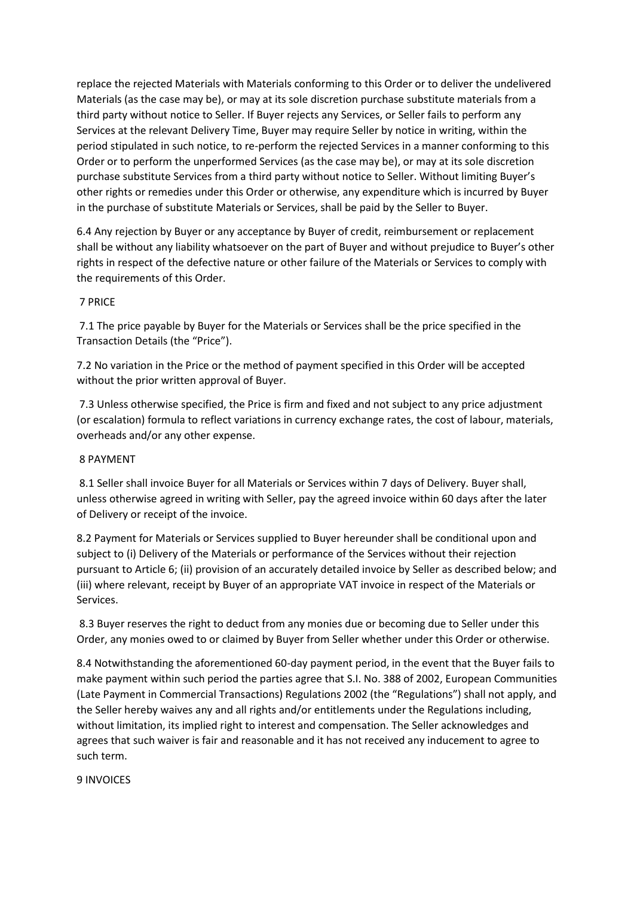replace the rejected Materials with Materials conforming to this Order or to deliver the undelivered Materials (as the case may be), or may at its sole discretion purchase substitute materials from a third party without notice to Seller. If Buyer rejects any Services, or Seller fails to perform any Services at the relevant Delivery Time, Buyer may require Seller by notice in writing, within the period stipulated in such notice, to re-perform the rejected Services in a manner conforming to this Order or to perform the unperformed Services (as the case may be), or may at its sole discretion purchase substitute Services from a third party without notice to Seller. Without limiting Buyer's other rights or remedies under this Order or otherwise, any expenditure which is incurred by Buyer in the purchase of substitute Materials or Services, shall be paid by the Seller to Buyer.

6.4 Any rejection by Buyer or any acceptance by Buyer of credit, reimbursement or replacement shall be without any liability whatsoever on the part of Buyer and without prejudice to Buyer's other rights in respect of the defective nature or other failure of the Materials or Services to comply with the requirements of this Order.

## 7 PRICE

7.1 The price payable by Buyer for the Materials or Services shall be the price specified in the Transaction Details (the "Price").

7.2 No variation in the Price or the method of payment specified in this Order will be accepted without the prior written approval of Buyer.

7.3 Unless otherwise specified, the Price is firm and fixed and not subject to any price adjustment (or escalation) formula to reflect variations in currency exchange rates, the cost of labour, materials, overheads and/or any other expense.

## 8 PAYMENT

8.1 Seller shall invoice Buyer for all Materials or Services within 7 days of Delivery. Buyer shall, unless otherwise agreed in writing with Seller, pay the agreed invoice within 60 days after the later of Delivery or receipt of the invoice.

8.2 Payment for Materials or Services supplied to Buyer hereunder shall be conditional upon and subject to (i) Delivery of the Materials or performance of the Services without their rejection pursuant to Article 6; (ii) provision of an accurately detailed invoice by Seller as described below; and (iii) where relevant, receipt by Buyer of an appropriate VAT invoice in respect of the Materials or Services.

8.3 Buyer reserves the right to deduct from any monies due or becoming due to Seller under this Order, any monies owed to or claimed by Buyer from Seller whether under this Order or otherwise.

8.4 Notwithstanding the aforementioned 60-day payment period, in the event that the Buyer fails to make payment within such period the parties agree that S.I. No. 388 of 2002, European Communities (Late Payment in Commercial Transactions) Regulations 2002 (the "Regulations") shall not apply, and the Seller hereby waives any and all rights and/or entitlements under the Regulations including, without limitation, its implied right to interest and compensation. The Seller acknowledges and agrees that such waiver is fair and reasonable and it has not received any inducement to agree to such term.

## 9 INVOICES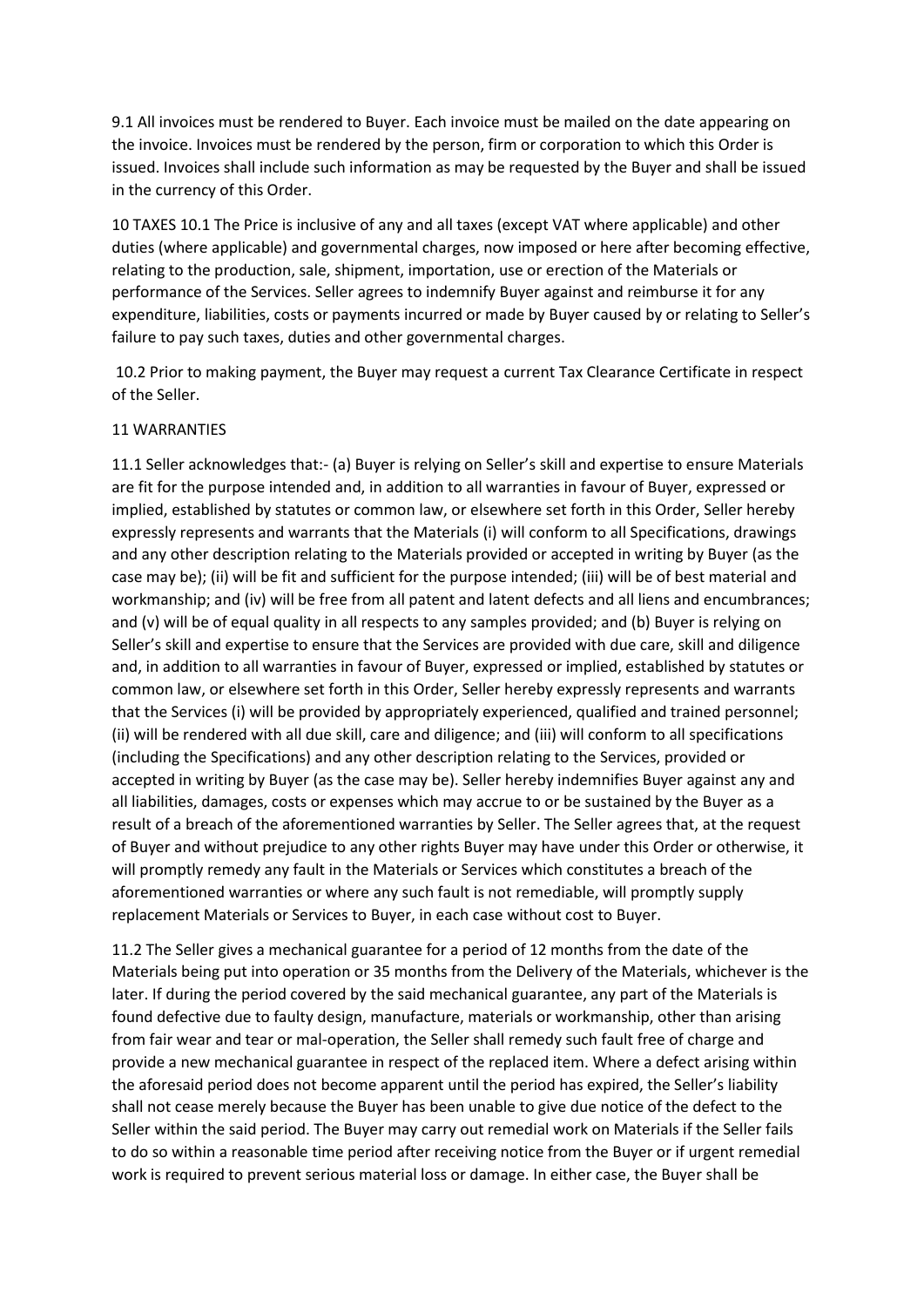9.1 All invoices must be rendered to Buyer. Each invoice must be mailed on the date appearing on the invoice. Invoices must be rendered by the person, firm or corporation to which this Order is issued. Invoices shall include such information as may be requested by the Buyer and shall be issued in the currency of this Order.

10 TAXES 10.1 The Price is inclusive of any and all taxes (except VAT where applicable) and other duties (where applicable) and governmental charges, now imposed or here after becoming effective, relating to the production, sale, shipment, importation, use or erection of the Materials or performance of the Services. Seller agrees to indemnify Buyer against and reimburse it for any expenditure, liabilities, costs or payments incurred or made by Buyer caused by or relating to Seller's failure to pay such taxes, duties and other governmental charges.

10.2 Prior to making payment, the Buyer may request a current Tax Clearance Certificate in respect of the Seller.

11 WARRANTIES

11.1 Seller acknowledges that:- (a) Buyer is relying on Seller's skill and expertise to ensure Materials are fit for the purpose intended and, in addition to all warranties in favour of Buyer, expressed or implied, established by statutes or common law, or elsewhere set forth in this Order, Seller hereby expressly represents and warrants that the Materials (i) will conform to all Specifications, drawings and any other description relating to the Materials provided or accepted in writing by Buyer (as the case may be); (ii) will be fit and sufficient for the purpose intended; (iii) will be of best material and workmanship; and (iv) will be free from all patent and latent defects and all liens and encumbrances; and (v) will be of equal quality in all respects to any samples provided; and (b) Buyer is relying on Seller's skill and expertise to ensure that the Services are provided with due care, skill and diligence and, in addition to all warranties in favour of Buyer, expressed or implied, established by statutes or common law, or elsewhere set forth in this Order, Seller hereby expressly represents and warrants that the Services (i) will be provided by appropriately experienced, qualified and trained personnel; (ii) will be rendered with all due skill, care and diligence; and (iii) will conform to all specifications (including the Specifications) and any other description relating to the Services, provided or accepted in writing by Buyer (as the case may be). Seller hereby indemnifies Buyer against any and all liabilities, damages, costs or expenses which may accrue to or be sustained by the Buyer as a result of a breach of the aforementioned warranties by Seller. The Seller agrees that, at the request of Buyer and without prejudice to any other rights Buyer may have under this Order or otherwise, it will promptly remedy any fault in the Materials or Services which constitutes a breach of the aforementioned warranties or where any such fault is not remediable, will promptly supply replacement Materials or Services to Buyer, in each case without cost to Buyer.

11.2 The Seller gives a mechanical guarantee for a period of 12 months from the date of the Materials being put into operation or 35 months from the Delivery of the Materials, whichever is the later. If during the period covered by the said mechanical guarantee, any part of the Materials is found defective due to faulty design, manufacture, materials or workmanship, other than arising from fair wear and tear or mal-operation, the Seller shall remedy such fault free of charge and provide a new mechanical guarantee in respect of the replaced item. Where a defect arising within the aforesaid period does not become apparent until the period has expired, the Seller's liability shall not cease merely because the Buyer has been unable to give due notice of the defect to the Seller within the said period. The Buyer may carry out remedial work on Materials if the Seller fails to do so within a reasonable time period after receiving notice from the Buyer or if urgent remedial work is required to prevent serious material loss or damage. In either case, the Buyer shall be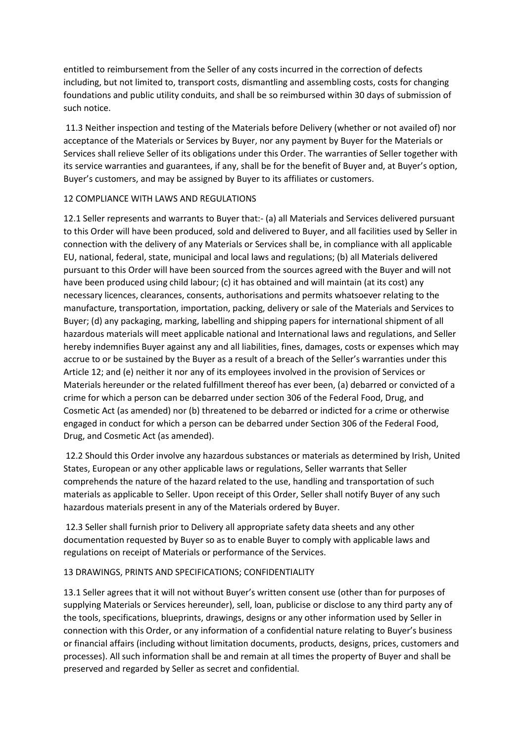entitled to reimbursement from the Seller of any costs incurred in the correction of defects including, but not limited to, transport costs, dismantling and assembling costs, costs for changing foundations and public utility conduits, and shall be so reimbursed within 30 days of submission of such notice.

11.3 Neither inspection and testing of the Materials before Delivery (whether or not availed of) nor acceptance of the Materials or Services by Buyer, nor any payment by Buyer for the Materials or Services shall relieve Seller of its obligations under this Order. The warranties of Seller together with its service warranties and guarantees, if any, shall be for the benefit of Buyer and, at Buyer's option, Buyer's customers, and may be assigned by Buyer to its affiliates or customers.

12 COMPLIANCE WITH LAWS AND REGULATIONS

12.1 Seller represents and warrants to Buyer that:- (a) all Materials and Services delivered pursuant to this Order will have been produced, sold and delivered to Buyer, and all facilities used by Seller in connection with the delivery of any Materials or Services shall be, in compliance with all applicable EU, national, federal, state, municipal and local laws and regulations; (b) all Materials delivered pursuant to this Order will have been sourced from the sources agreed with the Buyer and will not have been produced using child labour; (c) it has obtained and will maintain (at its cost) any necessary licences, clearances, consents, authorisations and permits whatsoever relating to the manufacture, transportation, importation, packing, delivery or sale of the Materials and Services to Buyer; (d) any packaging, marking, labelling and shipping papers for international shipment of all hazardous materials will meet applicable national and International laws and regulations, and Seller hereby indemnifies Buyer against any and all liabilities, fines, damages, costs or expenses which may accrue to or be sustained by the Buyer as a result of a breach of the Seller's warranties under this Article 12; and (e) neither it nor any of its employees involved in the provision of Services or Materials hereunder or the related fulfillment thereof has ever been, (a) debarred or convicted of a crime for which a person can be debarred under section 306 of the Federal Food, Drug, and Cosmetic Act (as amended) nor (b) threatened to be debarred or indicted for a crime or otherwise engaged in conduct for which a person can be debarred under Section 306 of the Federal Food, Drug, and Cosmetic Act (as amended).

12.2 Should this Order involve any hazardous substances or materials as determined by Irish, United States, European or any other applicable laws or regulations, Seller warrants that Seller comprehends the nature of the hazard related to the use, handling and transportation of such materials as applicable to Seller. Upon receipt of this Order, Seller shall notify Buyer of any such hazardous materials present in any of the Materials ordered by Buyer.

12.3 Seller shall furnish prior to Delivery all appropriate safety data sheets and any other documentation requested by Buyer so as to enable Buyer to comply with applicable laws and regulations on receipt of Materials or performance of the Services.

13 DRAWINGS, PRINTS AND SPECIFICATIONS; CONFIDENTIALITY

13.1 Seller agrees that it will not without Buyer's written consent use (other than for purposes of supplying Materials or Services hereunder), sell, loan, publicise or disclose to any third party any of the tools, specifications, blueprints, drawings, designs or any other information used by Seller in connection with this Order, or any information of a confidential nature relating to Buyer's business or financial affairs (including without limitation documents, products, designs, prices, customers and processes). All such information shall be and remain at all times the property of Buyer and shall be preserved and regarded by Seller as secret and confidential.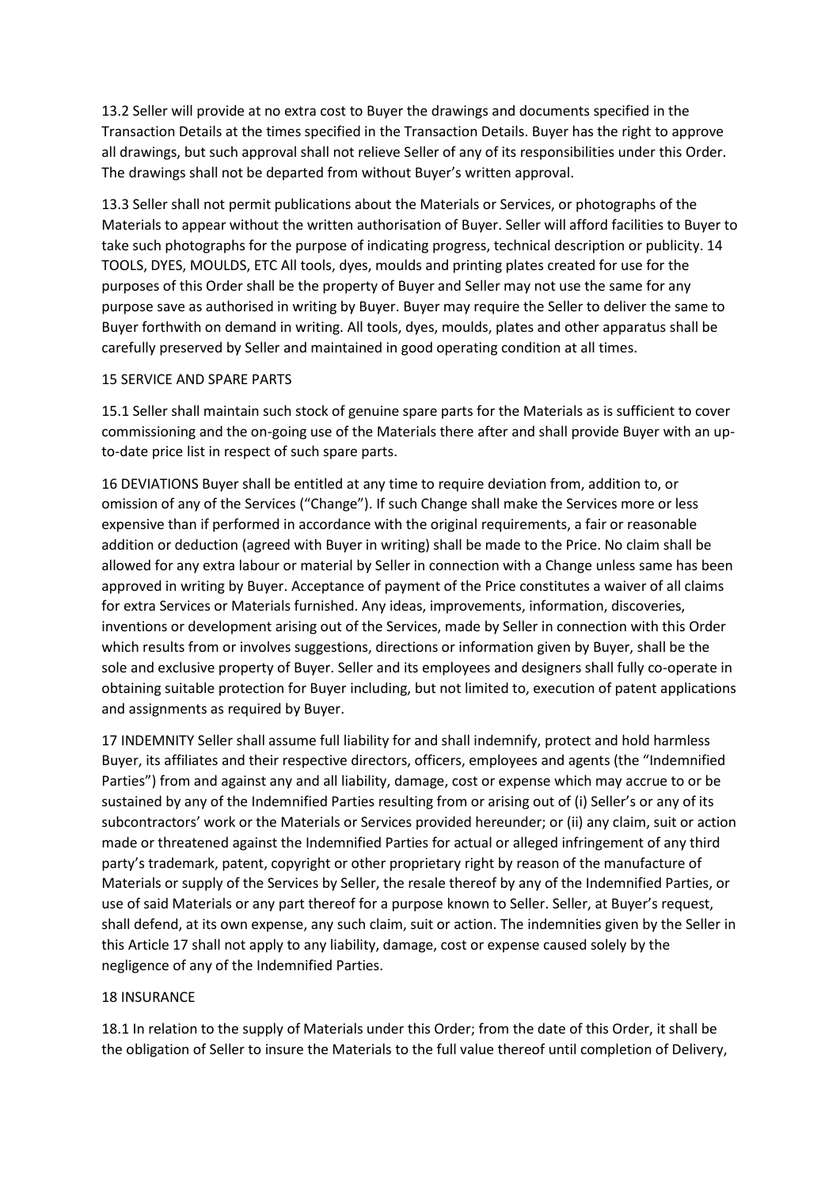13.2 Seller will provide at no extra cost to Buyer the drawings and documents specified in the Transaction Details at the times specified in the Transaction Details. Buyer has the right to approve all drawings, but such approval shall not relieve Seller of any of its responsibilities under this Order. The drawings shall not be departed from without Buyer's written approval.

13.3 Seller shall not permit publications about the Materials or Services, or photographs of the Materials to appear without the written authorisation of Buyer. Seller will afford facilities to Buyer to take such photographs for the purpose of indicating progress, technical description or publicity. 14 TOOLS, DYES, MOULDS, ETC All tools, dyes, moulds and printing plates created for use for the purposes of this Order shall be the property of Buyer and Seller may not use the same for any purpose save as authorised in writing by Buyer. Buyer may require the Seller to deliver the same to Buyer forthwith on demand in writing. All tools, dyes, moulds, plates and other apparatus shall be carefully preserved by Seller and maintained in good operating condition at all times.

15 SERVICE AND SPARE PARTS

15.1 Seller shall maintain such stock of genuine spare parts for the Materials as is sufficient to cover commissioning and the on-going use of the Materials there after and shall provide Buyer with an up-to-date price list in respect of such spare parts.

16 DEVIATIONS Buyer shall be entitled at any time to require deviation from, addition to, or omission of any of the Services ("Change"). If such Change shall make the Services more or less expensive than if performed in accordance with the original requirements, a fair or reasonable addition or deduction (agreed with Buyer in writing) shall be made to the Price. No claim shall be allowed for any extra labour or material by Seller in connection with a Change unless same has been approved in writing by Buyer. Acceptance of payment of the Price constitutes a waiver of all claims for extra Services or Materials furnished. Any ideas, improvements, information, discoveries, inventions or development arising out of the Services, made by Seller in connection with this Order which results from or involves suggestions, directions or information given by Buyer, shall be the sole and exclusive property of Buyer. Seller and its employees and designers shall fully co-operate in obtaining suitable protection for Buyer including, but not limited to, execution of patent applications and assignments as required by Buyer.

17 INDEMNITY Seller shall assume full liability for and shall indemnify, protect and hold harmless Buyer, its affiliates and their respective directors, officers, employees and agents (the "Indemnified Parties") from and against any and all liability, damage, cost or expense which may accrue to or be sustained by any of the Indemnified Parties resulting from or arising out of (i) Seller's or any of its subcontractors' work or the Materials or Services provided hereunder; or (ii) any claim, suit or action made or threatened against the Indemnified Parties for actual or alleged infringement of any third party's trademark, patent, copyright or other proprietary right by reason of the manufacture of Materials or supply of the Services by Seller, the resale thereof by any of the Indemnified Parties, or use of said Materials or any part thereof for a purpose known to Seller. Seller, at Buyer's request, shall defend, at its own expense, any such claim, suit or action. The indemnities given by the Seller in this Article 17 shall not apply to any liability, damage, cost or expense caused solely by the negligence of any of the Indemnified Parties.

18 INSURANCE

18.1 In relation to the supply of Materials under this Order; from the date of this Order, it shall be the obligation of Seller to insure the Materials to the full value thereof until completion of Delivery,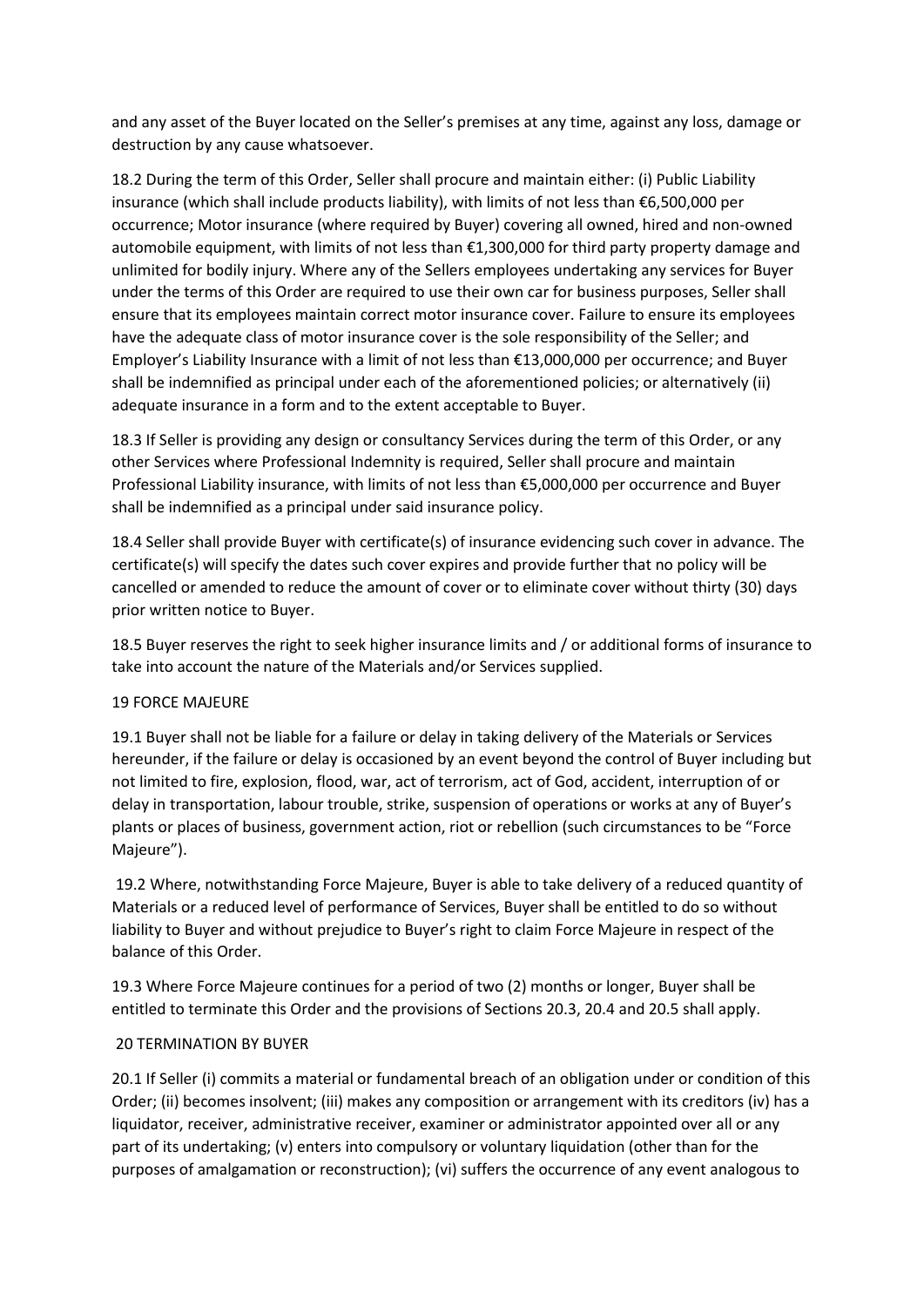and any asset of the Buyer located on the Seller's premises at any time, against any loss, damage or destruction by any cause whatsoever.

18.2 During the term of this Order, Seller shall procure and maintain either: (i) Public Liability insurance (which shall include products liability), with limits of not less than €6,500,000 per occurrence; Motor insurance (where required by Buyer) covering all owned, hired and non-owned automobile equipment, with limits of not less than €1,300,000 for third party property damage and unlimited for bodily injury. Where any of the Sellers employees undertaking any services for Buyer under the terms of this Order are required to use their own car for business purposes, Seller shall ensure that its employees maintain correct motor insurance cover. Failure to ensure its employees have the adequate class of motor insurance cover is the sole responsibility of the Seller; and Employer's Liability Insurance with a limit of not less than €13,000,000 per occurrence; and Buyer shall be indemnified as principal under each of the aforementioned policies; or alternatively (ii) adequate insurance in a form and to the extent acceptable to Buyer.

18.3 If Seller is providing any design or consultancy Services during the term of this Order, or any other Services where Professional Indemnity is required, Seller shall procure and maintain Professional Liability insurance, with limits of not less than €5,000,000 per occurrence and Buyer shall be indemnified as a principal under said insurance policy.

18.4 Seller shall provide Buyer with certificate(s) of insurance evidencing such cover in advance. The certificate(s) will specify the dates such cover expires and provide further that no policy will be cancelled or amended to reduce the amount of cover or to eliminate cover without thirty (30) days prior written notice to Buyer.

18.5 Buyer reserves the right to seek higher insurance limits and / or additional forms of insurance to take into account the nature of the Materials and/or Services supplied.

## 19 FORCE MAJEURE

19.1 Buyer shall not be liable for a failure or delay in taking delivery of the Materials or Services hereunder, if the failure or delay is occasioned by an event beyond the control of Buyer including but not limited to fire, explosion, flood, war, act of terrorism, act of God, accident, interruption of or delay in transportation, labour trouble, strike, suspension of operations or works at any of Buyer's plants or places of business, government action, riot or rebellion (such circumstances to be "Force Majeure").

19.2 Where, notwithstanding Force Majeure, Buyer is able to take delivery of a reduced quantity of Materials or a reduced level of performance of Services, Buyer shall be entitled to do so without liability to Buyer and without prejudice to Buyer's right to claim Force Majeure in respect of the balance of this Order.

19.3 Where Force Majeure continues for a period of two (2) months or longer, Buyer shall be entitled to terminate this Order and the provisions of Sections 20.3, 20.4 and 20.5 shall apply.

## 20 TERMINATION BY BUYER

20.1 If Seller (i) commits a material or fundamental breach of an obligation under or condition of this Order; (ii) becomes insolvent; (iii) makes any composition or arrangement with its creditors (iv) has a liquidator, receiver, administrative receiver, examiner or administrator appointed over all or any part of its undertaking; (v) enters into compulsory or voluntary liquidation (other than for the purposes of amalgamation or reconstruction); (vi) suffers the occurrence of any event analogous to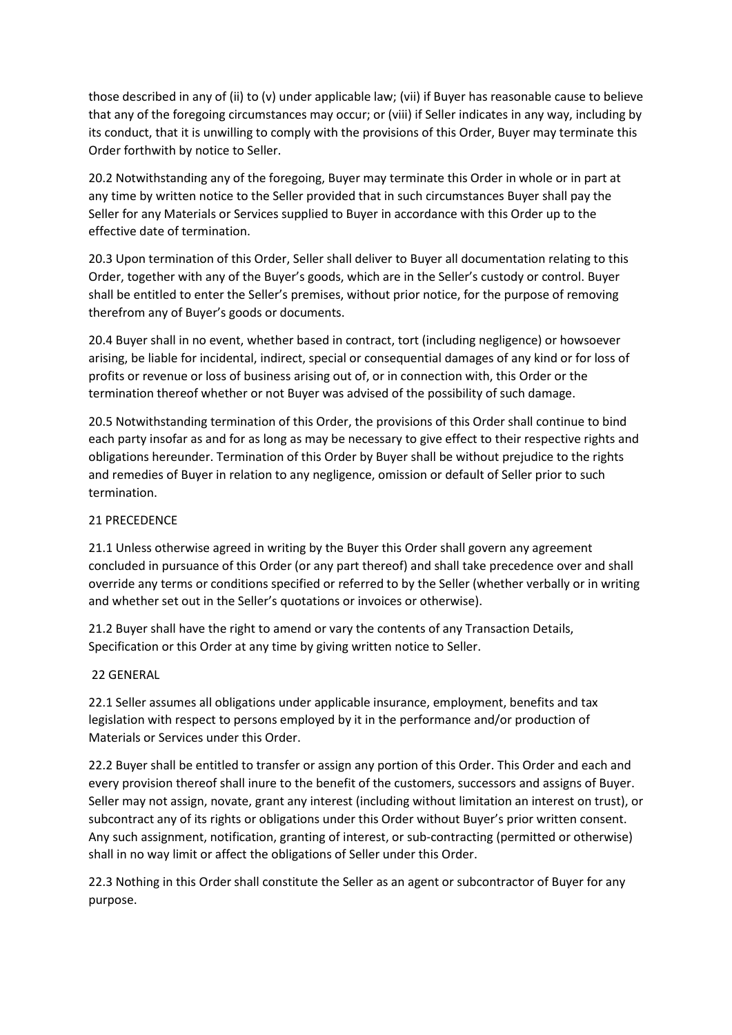those described in any of (ii) to (v) under applicable law; (vii) if Buyer has reasonable cause to believe that any of the foregoing circumstances may occur; or (viii) if Seller indicates in any way, including by its conduct, that it is unwilling to comply with the provisions of this Order, Buyer may terminate this Order forthwith by notice to Seller.

20.2 Notwithstanding any of the foregoing, Buyer may terminate this Order in whole or in part at any time by written notice to the Seller provided that in such circumstances Buyer shall pay the Seller for any Materials or Services supplied to Buyer in accordance with this Order up to the effective date of termination.

20.3 Upon termination of this Order, Seller shall deliver to Buyer all documentation relating to this Order, together with any of the Buyer's goods, which are in the Seller's custody or control. Buyer shall be entitled to enter the Seller's premises, without prior notice, for the purpose of removing therefrom any of Buyer's goods or documents.

20.4 Buyer shall in no event, whether based in contract, tort (including negligence) or howsoever arising, be liable for incidental, indirect, special or consequential damages of any kind or for loss of profits or revenue or loss of business arising out of, or in connection with, this Order or the termination thereof whether or not Buyer was advised of the possibility of such damage.

20.5 Notwithstanding termination of this Order, the provisions of this Order shall continue to bind each party insofar as and for as long as may be necessary to give effect to their respective rights and obligations hereunder. Termination of this Order by Buyer shall be without prejudice to the rights and remedies of Buyer in relation to any negligence, omission or default of Seller prior to such termination.

21 PRECEDENCE

21.1 Unless otherwise agreed in writing by the Buyer this Order shall govern any agreement concluded in pursuance of this Order (or any part thereof) and shall take precedence over and shall override any terms or conditions specified or referred to by the Seller (whether verbally or in writing and whether set out in the Seller's quotations or invoices or otherwise).

21.2 Buyer shall have the right to amend or vary the contents of any Transaction Details, Specification or this Order at any time by giving written notice to Seller.

22 GENERAL

22.1 Seller assumes all obligations under applicable insurance, employment, benefits and tax legislation with respect to persons employed by it in the performance and/or production of Materials or Services under this Order.

22.2 Buyer shall be entitled to transfer or assign any portion of this Order. This Order and each and every provision thereof shall inure to the benefit of the customers, successors and assigns of Buyer. Seller may not assign, novate, grant any interest (including without limitation an interest on trust), or subcontract any of its rights or obligations under this Order without Buyer's prior written consent. Any such assignment, notification, granting of interest, or sub-contracting (permitted or otherwise) shall in no way limit or affect the obligations of Seller under this Order.

22.3 Nothing in this Order shall constitute the Seller as an agent or subcontractor of Buyer for any purpose.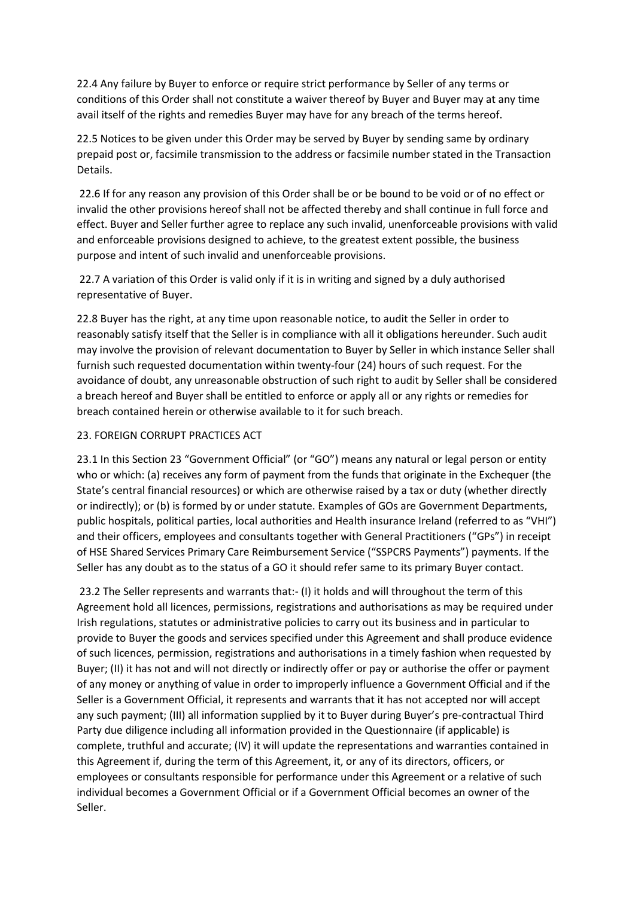22.4 Any failure by Buyer to enforce or require strict performance by Seller of any terms or conditions of this Order shall not constitute a waiver thereof by Buyer and Buyer may at any time avail itself of the rights and remedies Buyer may have for any breach of the terms hereof.

22.5 Notices to be given under this Order may be served by Buyer by sending same by ordinary prepaid post or, facsimile transmission to the address or facsimile number stated in the Transaction Details.

22.6 If for any reason any provision of this Order shall be or be bound to be void or of no effect or invalid the other provisions hereof shall not be affected thereby and shall continue in full force and effect. Buyer and Seller further agree to replace any such invalid, unenforceable provisions with valid and enforceable provisions designed to achieve, to the greatest extent possible, the business purpose and intent of such invalid and unenforceable provisions.

22.7 A variation of this Order is valid only if it is in writing and signed by a duly authorised representative of Buyer.

22.8 Buyer has the right, at any time upon reasonable notice, to audit the Seller in order to reasonably satisfy itself that the Seller is in compliance with all it obligations hereunder. Such audit may involve the provision of relevant documentation to Buyer by Seller in which instance Seller shall furnish such requested documentation within twenty-four (24) hours of such request. For the avoidance of doubt, any unreasonable obstruction of such right to audit by Seller shall be considered a breach hereof and Buyer shall be entitled to enforce or apply all or any rights or remedies for breach contained herein or otherwise available to it for such breach.

23. FOREIGN CORRUPT PRACTICES ACT

23.1 In this Section 23 "Government Official" (or "GO") means any natural or legal person or entity who or which: (a) receives any form of payment from the funds that originate in the Exchequer (the State's central financial resources) or which are otherwise raised by a tax or duty (whether directly or indirectly); or (b) is formed by or under statute. Examples of GOs are Government Departments, public hospitals, political parties, local authorities and Health insurance Ireland (referred to as "VHI") and their officers, employees and consultants together with General Practitioners ("GPs") in receipt of HSE Shared Services Primary Care Reimbursement Service ("SSPCRS Payments") payments. If the Seller has any doubt as to the status of a GO it should refer same to its primary Buyer contact.

23.2 The Seller represents and warrants that:- (I) it holds and will throughout the term of this Agreement hold all licences, permissions, registrations and authorisations as may be required under Irish regulations, statutes or administrative policies to carry out its business and in particular to provide to Buyer the goods and services specified under this Agreement and shall produce evidence of such licences, permission, registrations and authorisations in a timely fashion when requested by Buyer; (II) it has not and will not directly or indirectly offer or pay or authorise the offer or payment of any money or anything of value in order to improperly influence a Government Official and if the Seller is a Government Official, it represents and warrants that it has not accepted nor will accept any such payment; (III) all information supplied by it to Buyer during Buyer's pre-contractual Third Party due diligence including all information provided in the Questionnaire (if applicable) is complete, truthful and accurate; (IV) it will update the representations and warranties contained in this Agreement if, during the term of this Agreement, it, or any of its directors, officers, or employees or consultants responsible for performance under this Agreement or a relative of such individual becomes a Government Official or if a Government Official becomes an owner of the Seller.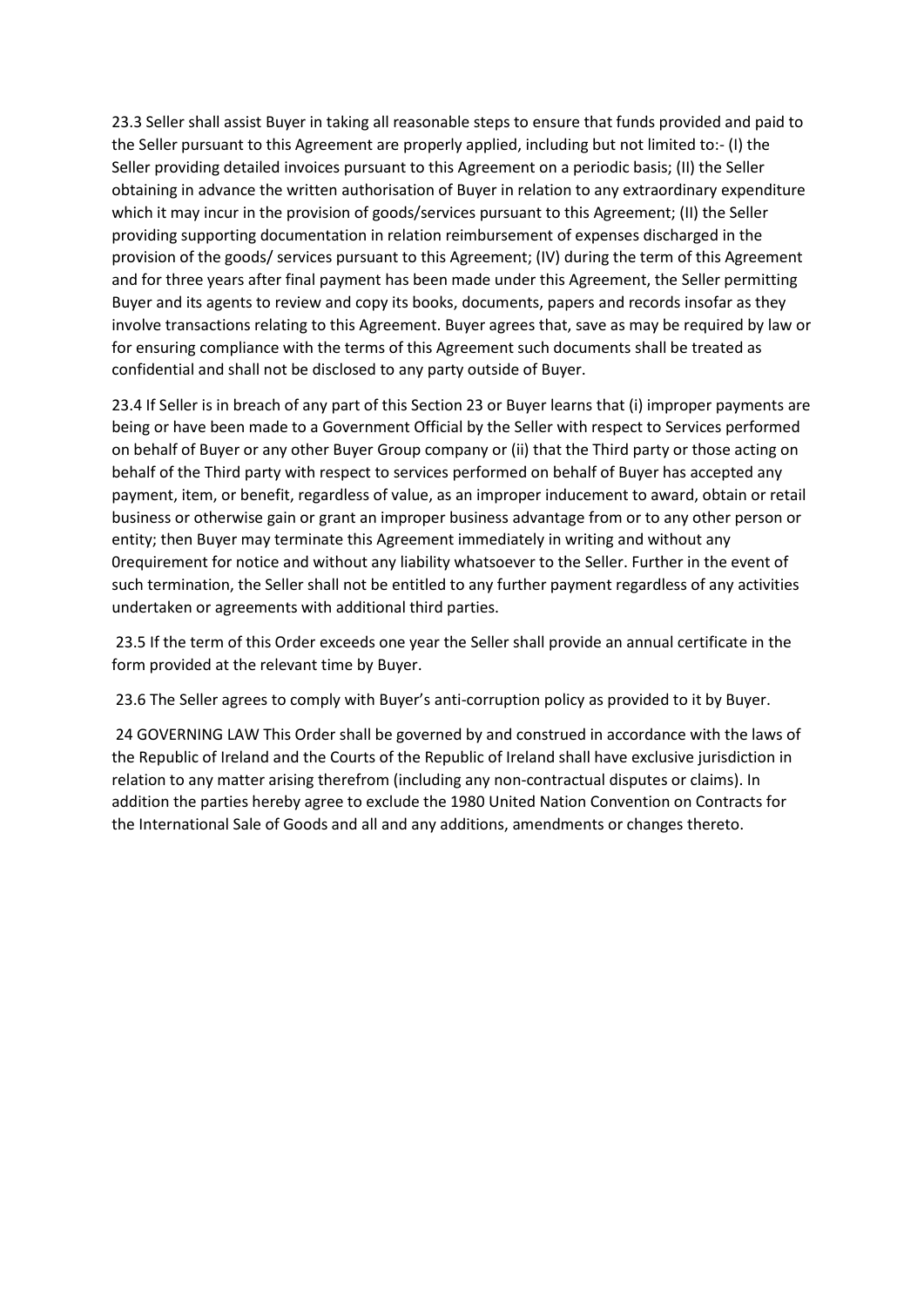23.3 Seller shall assist Buyer in taking all reasonable steps to ensure that funds provided and paid to the Seller pursuant to this Agreement are properly applied, including but not limited to:- (I) the Seller providing detailed invoices pursuant to this Agreement on a periodic basis; (II) the Seller obtaining in advance the written authorisation of Buyer in relation to any extraordinary expenditure which it may incur in the provision of goods/services pursuant to this Agreement; (II) the Seller providing supporting documentation in relation reimbursement of expenses discharged in the provision of the goods/ services pursuant to this Agreement; (IV) during the term of this Agreement and for three years after final payment has been made under this Agreement, the Seller permitting Buyer and its agents to review and copy its books, documents, papers and records insofar as they involve transactions relating to this Agreement. Buyer agrees that, save as may be required by law or for ensuring compliance with the terms of this Agreement such documents shall be treated as confidential and shall not be disclosed to any party outside of Buyer.

23.4 If Seller is in breach of any part of this Section 23 or Buyer learns that (i) improper payments are being or have been made to a Government Official by the Seller with respect to Services performed on behalf of Buyer or any other Buyer Group company or (ii) that the Third party or those acting on behalf of the Third party with respect to services performed on behalf of Buyer has accepted any payment, item, or benefit, regardless of value, as an improper inducement to award, obtain or retail business or otherwise gain or grant an improper business advantage from or to any other person or entity; then Buyer may terminate this Agreement immediately in writing and without any 0requirement for notice and without any liability whatsoever to the Seller. Further in the event of such termination, the Seller shall not be entitled to any further payment regardless of any activities undertaken or agreements with additional third parties.

23.5 If the term of this Order exceeds one year the Seller shall provide an annual certificate in the form provided at the relevant time by Buyer.

23.6 The Seller agrees to comply with Buyer's anti-corruption policy as provided to it by Buyer.

24 GOVERNING LAW This Order shall be governed by and construed in accordance with the laws of the Republic of Ireland and the Courts of the Republic of Ireland shall have exclusive jurisdiction in relation to any matter arising therefrom (including any non-contractual disputes or claims). In addition the parties hereby agree to exclude the 1980 United Nation Convention on Contracts for the International Sale of Goods and all and any additions, amendments or changes thereto.